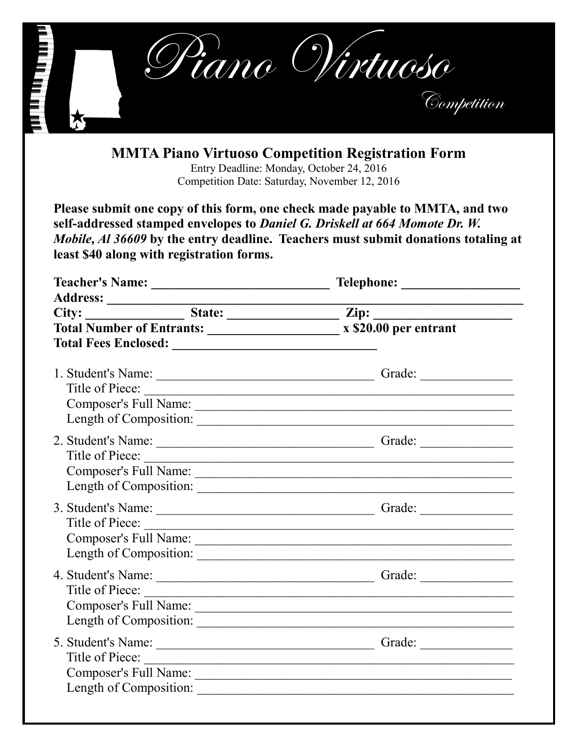# Piano Virtuoso

Competition

## MMTA Piano Virtuoso Competition Registration Form

Entry Deadline: Monday, October 24, 2016

Competition Date: Saturday, November 12, 2016

**Please submit one copy of this form, one check made payable to MMTA, and two self-addressed stamped envelopes to *Daniel G. Driskell at 664 Momote Dr. W. Mobile, Al 36609* by the entry deadline. Teachers must submit donations totaling at least $40 along with registration forms.**

**Teacher's Name:** ____________________________ **Telephone:** __________________

**Address:** _________________________________________________________________

**City:** _______________ **State:** _________________ **Zip:** _____________________

**Total Number of Entrants:** ____________________ **x $20.00 per entrant**

**Total Fees Enclosed:** _______________________________

1. Student's Name: __________________________________ Grade: ______________
   Title of Piece: _________________________________________________________
   Composer's Full Name: ___________________________________________________
   Length of Composition: __________________________________________________

2. Student's Name: __________________________________ Grade: ______________
   Title of Piece: _________________________________________________________
   Composer's Full Name: ___________________________________________________
   Length of Composition: __________________________________________________

3. Student's Name: __________________________________ Grade: ______________
   Title of Piece: _________________________________________________________
   Composer's Full Name: ___________________________________________________
   Length of Composition: __________________________________________________

4. Student's Name: __________________________________ Grade: ______________
   Title of Piece: _________________________________________________________
   Composer's Full Name: ___________________________________________________
   Length of Composition: __________________________________________________

5. Student's Name: __________________________________ Grade: ______________
   Title of Piece: _________________________________________________________
   Composer's Full Name: ___________________________________________________
   Length of Composition: __________________________________________________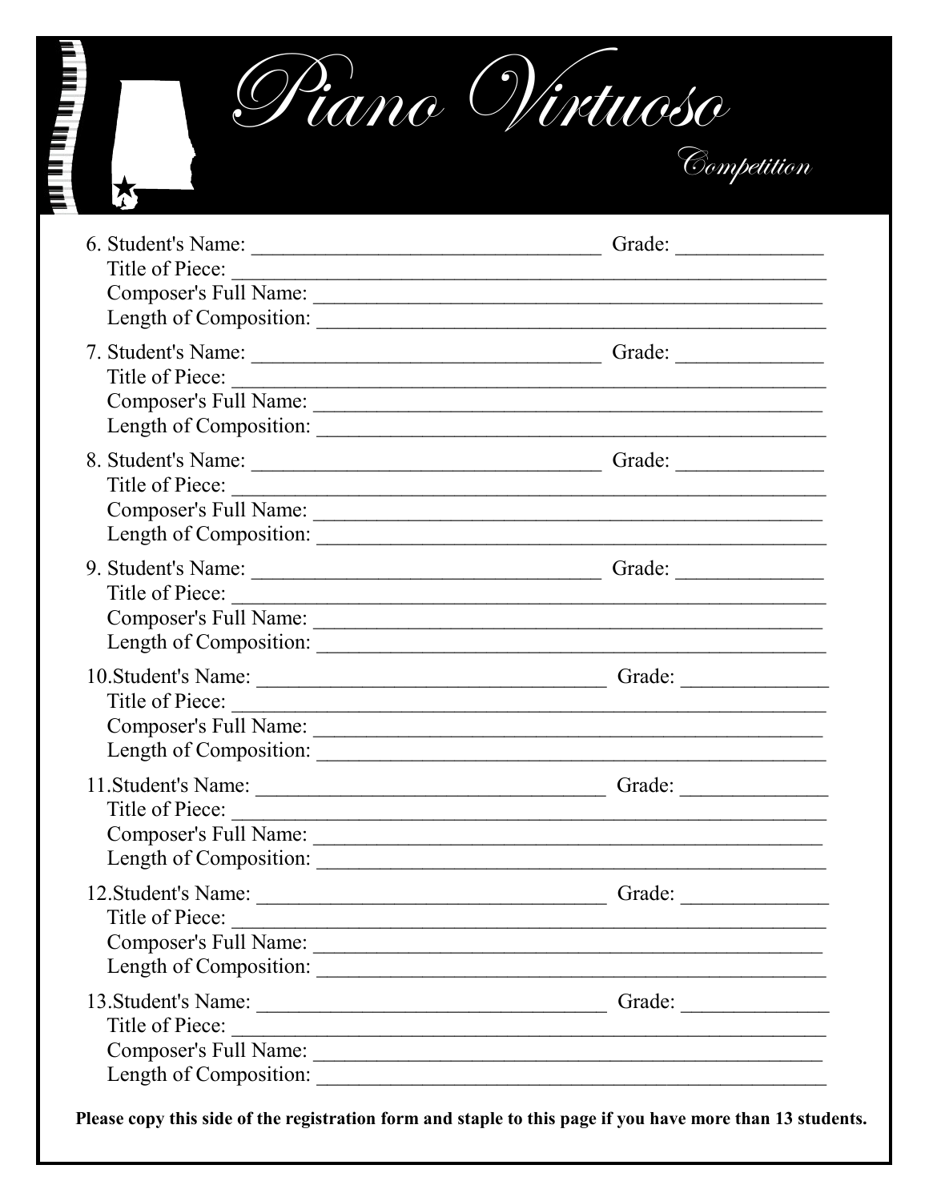# Piano Virtuoso

Competition

6. Student's Name: ________________________________ Grade: ______________
   Title of Piece: ____________________________________________________
   Composer's Full Name: ______________________________________________
   Length of Composition: _____________________________________________

7. Student's Name: ________________________________ Grade: ______________
   Title of Piece: ____________________________________________________
   Composer's Full Name: ______________________________________________
   Length of Composition: _____________________________________________

8. Student's Name: ________________________________ Grade: ______________
   Title of Piece: ____________________________________________________
   Composer's Full Name: ______________________________________________
   Length of Composition: _____________________________________________

9. Student's Name: ________________________________ Grade: ______________
   Title of Piece: ____________________________________________________
   Composer's Full Name: ______________________________________________
   Length of Composition: _____________________________________________

10. Student's Name: ________________________________ Grade: ______________
    Title of Piece: ____________________________________________________
    Composer's Full Name: ______________________________________________
    Length of Composition: _____________________________________________

11. Student's Name: ________________________________ Grade: ______________
    Title of Piece: ____________________________________________________
    Composer's Full Name: ______________________________________________
    Length of Composition: _____________________________________________

12. Student's Name: ________________________________ Grade: ______________
    Title of Piece: ____________________________________________________
    Composer's Full Name: ______________________________________________
    Length of Composition: _____________________________________________

13. Student's Name: ________________________________ Grade: ______________
    Title of Piece: ____________________________________________________
    Composer's Full Name: ______________________________________________
    Length of Composition: _____________________________________________

**Please copy this side of the registration form and staple to this page if you have more than 13 students.**